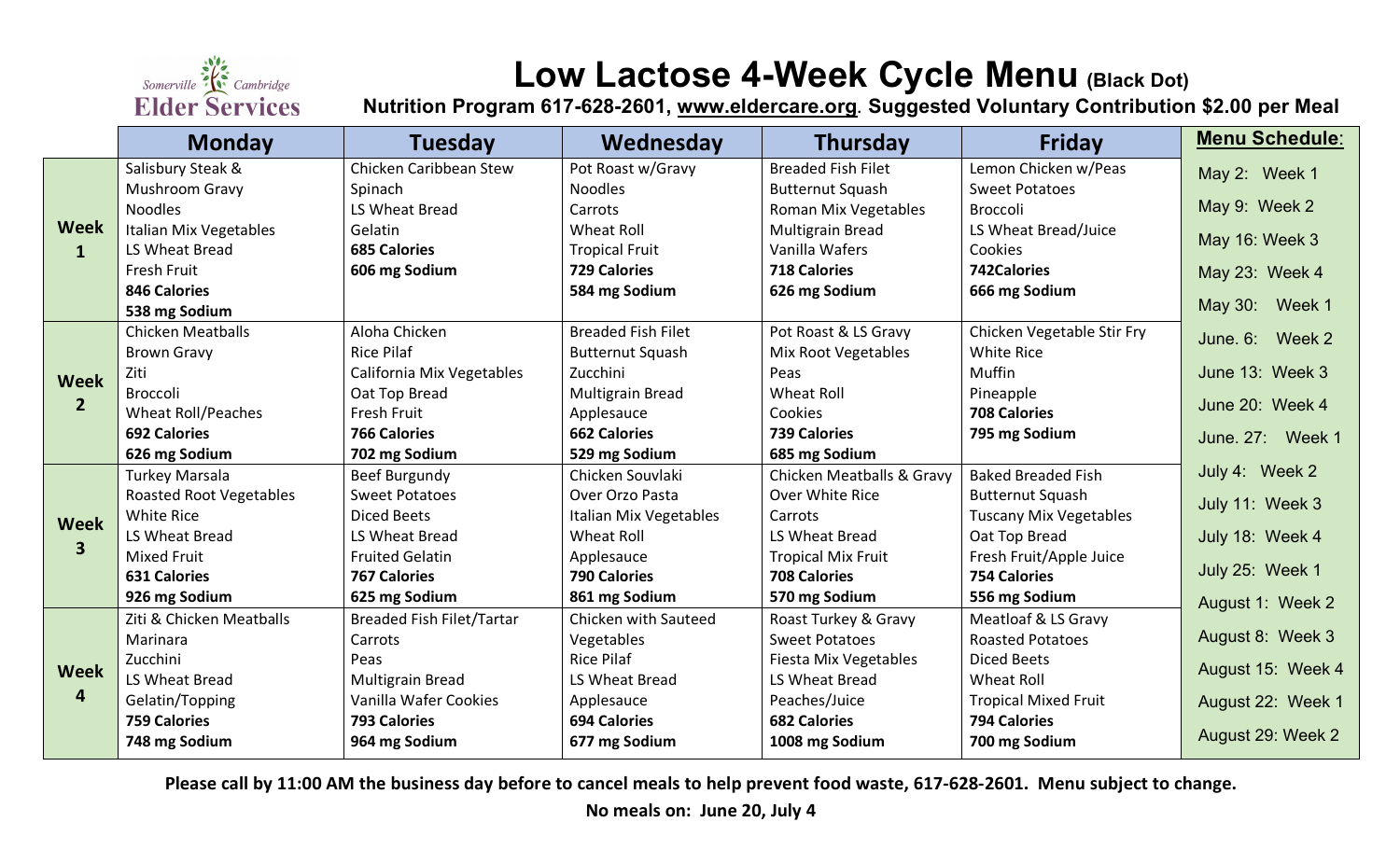Somerville Cambridge Elder Services

# Low Lactose 4-Week Cycle Menu (Black Dot)

**Nutrition Program 617-628-2601, www.eldercare.org. Suggested Voluntary Contribution $2.00 per Meal**

| | Monday | Tuesday | Wednesday | Thursday | Friday |
|---|---|---|---|---|---|
| **Week 1** | Salisbury Steak & Mushroom Gravy<br>Noodles<br>Italian Mix Vegetables<br>LS Wheat Bread<br>Fresh Fruit<br>**846 Calories**<br>**538 mg Sodium** | Chicken Caribbean Stew<br>Spinach<br>LS Wheat Bread<br>Gelatin<br>**685 Calories**<br>**606 mg Sodium** | Pot Roast w/Gravy<br>Noodles<br>Carrots<br>Wheat Roll<br>Tropical Fruit<br>**729 Calories**<br>**584 mg Sodium** | Breaded Fish Filet<br>Butternut Squash<br>Roman Mix Vegetables<br>Multigrain Bread<br>Vanilla Wafers<br>**718 Calories**<br>**626 mg Sodium** | Lemon Chicken w/Peas<br>Sweet Potatoes<br>Broccoli<br>LS Wheat Bread/Juice<br>Cookies<br>**742Calories**<br>**666 mg Sodium** |
| **Week 2** | Chicken Meatballs<br>Brown Gravy<br>Ziti<br>Broccoli<br>Wheat Roll/Peaches<br>**692 Calories**<br>**626 mg Sodium** | Aloha Chicken<br>Rice Pilaf<br>California Mix Vegetables<br>Oat Top Bread<br>Fresh Fruit<br>**766 Calories**<br>**702 mg Sodium** | Breaded Fish Filet<br>Butternut Squash<br>Zucchini<br>Multigrain Bread<br>Applesauce<br>**662 Calories**<br>**529 mg Sodium** | Pot Roast & LS Gravy<br>Mix Root Vegetables<br>Peas<br>Wheat Roll<br>Cookies<br>**739 Calories**<br>**685 mg Sodium** | Chicken Vegetable Stir Fry<br>White Rice<br>Muffin<br>Pineapple<br>**708 Calories**<br>**795 mg Sodium** |
| **Week 3** | Turkey Marsala<br>Roasted Root Vegetables<br>White Rice<br>LS Wheat Bread<br>Mixed Fruit<br>**631 Calories**<br>**926 mg Sodium** | Beef Burgundy<br>Sweet Potatoes<br>Diced Beets<br>LS Wheat Bread<br>Fruited Gelatin<br>**767 Calories**<br>**625 mg Sodium** | Chicken Souvlaki<br>Over Orzo Pasta<br>Italian Mix Vegetables<br>Wheat Roll<br>Applesauce<br>**790 Calories**<br>**861 mg Sodium** | Chicken Meatballs & Gravy<br>Over White Rice<br>Carrots<br>LS Wheat Bread<br>Tropical Mix Fruit<br>**708 Calories**<br>**570 mg Sodium** | Baked Breaded Fish<br>Butternut Squash<br>Tuscany Mix Vegetables<br>Oat Top Bread<br>Fresh Fruit/Apple Juice<br>**754 Calories**<br>**556 mg Sodium** |
| **Week 4** | Ziti & Chicken Meatballs<br>Marinara<br>Zucchini<br>LS Wheat Bread<br>Gelatin/Topping<br>**759 Calories**<br>**748 mg Sodium** | Breaded Fish Filet/Tartar<br>Carrots<br>Peas<br>Multigrain Bread<br>Vanilla Wafer Cookies<br>**793 Calories**<br>**964 mg Sodium** | Chicken with Sauteed Vegetables<br>Rice Pilaf<br>LS Wheat Bread<br>Applesauce<br>**694 Calories**<br>**677 mg Sodium** | Roast Turkey & Gravy<br>Sweet Potatoes<br>Fiesta Mix Vegetables<br>LS Wheat Bread<br>Peaches/Juice<br>**682 Calories**<br>**1008 mg Sodium** | Meatloaf & LS Gravy<br>Roasted Potatoes<br>Diced Beets<br>Wheat Roll<br>Tropical Mixed Fruit<br>**794 Calories**<br>**700 mg Sodium** |

**Menu Schedule:**

- May 2: Week 1
- May 9: Week 2
- May 16: Week 3
- May 23: Week 4
- May 30: Week 1
- June. 6: Week 2
- June 13: Week 3
- June 20: Week 4
- June. 27: Week 1
- July 4: Week 2
- July 11: Week 3
- July 18: Week 4
- July 25: Week 1
- August 1: Week 2
- August 8: Week 3
- August 15: Week 4
- August 22: Week 1
- August 29: Week 2

**Please call by 11:00 AM the business day before to cancel meals to help prevent food waste, 617-628-2601. Menu subject to change.**

**No meals on: June 20, July 4**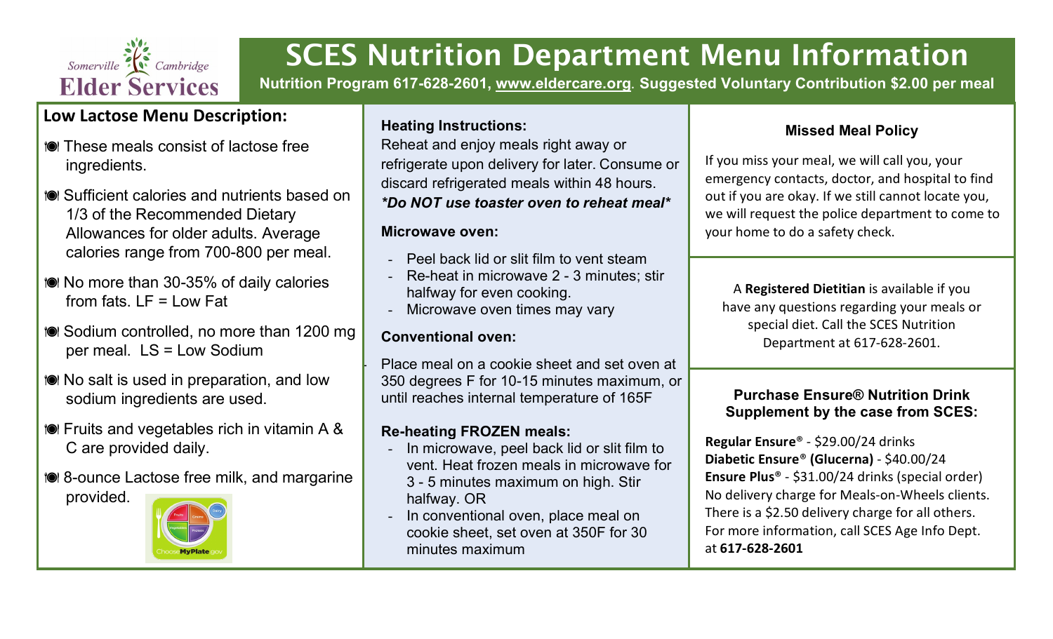# SCES Nutrition Department Menu Information

**Nutrition Program 617-628-2601, www.eldercare.org. Suggested Voluntary Contribution $2.00 per meal**

## Low Lactose Menu Description:

- These meals consist of lactose free ingredients.
- Sufficient calories and nutrients based on 1/3 of the Recommended Dietary Allowances for older adults. Average calories range from 700-800 per meal.
- No more than 30-35% of daily calories from fats. LF = Low Fat
- Sodium controlled, no more than 1200 mg per meal. LS = Low Sodium
- No salt is used in preparation, and low sodium ingredients are used.
- Fruits and vegetables rich in vitamin A & C are provided daily.
- 8-ounce Lactose free milk, and margarine provided.

**Heating Instructions:**

Reheat and enjoy meals right away or refrigerate upon delivery for later. Consume or discard refrigerated meals within 48 hours.

***Do NOT use toaster oven to reheat meal****

**Microwave oven:**

- Peel back lid or slit film to vent steam
- Re-heat in microwave 2 - 3 minutes; stir halfway for even cooking.
- Microwave oven times may vary

**Conventional oven:**

Place meal on a cookie sheet and set oven at 350 degrees F for 10-15 minutes maximum, or until reaches internal temperature of 165F

**Re-heating FROZEN meals:**

- In microwave, peel back lid or slit film to vent. Heat frozen meals in microwave for 3 - 5 minutes maximum on high. Stir halfway. OR
- In conventional oven, place meal on cookie sheet, set oven at 350F for 30 minutes maximum

**Missed Meal Policy**

If you miss your meal, we will call you, your emergency contacts, doctor, and hospital to find out if you are okay. If we still cannot locate you, we will request the police department to come to your home to do a safety check.

A **Registered Dietitian** is available if you have any questions regarding your meals or special diet. Call the SCES Nutrition Department at 617-628-2601.

**Purchase Ensure® Nutrition Drink Supplement by the case from SCES:**

**Regular Ensure®** - $29.00/24 drinks
**Diabetic Ensure® (Glucerna)** - $40.00/24
**Ensure Plus®** - $31.00/24 drinks (special order)
No delivery charge for Meals-on-Wheels clients. There is a $2.50 delivery charge for all others. For more information, call SCES Age Info Dept. at **617-628-2601**